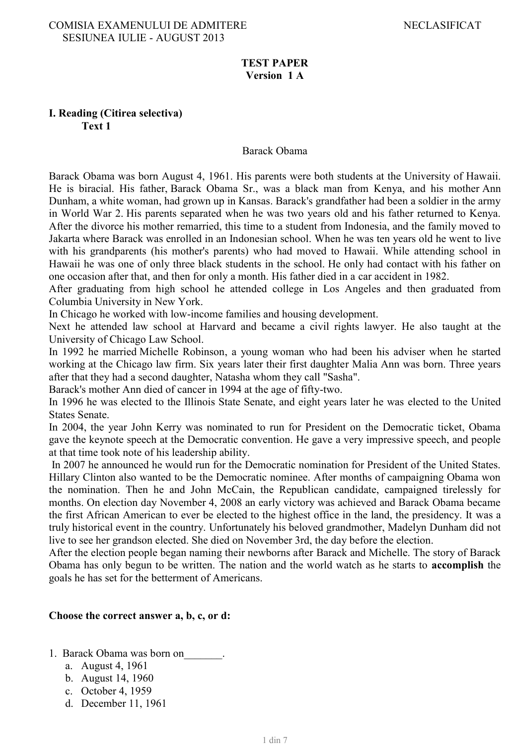COMISIA EXAMENULUI DE ADMITERE NECLASIFICAT
SESIUNEA IULIE - AUGUST 2013

**TEST PAPER**
**Version 1 A**

## I. Reading (Citirea selectiva)

### Text 1

Barack Obama

Barack Obama was born August 4, 1961. His parents were both students at the University of Hawaii. He is biracial. His father, Barack Obama Sr., was a black man from Kenya, and his mother Ann Dunham, a white woman, had grown up in Kansas. Barack's grandfather had been a soldier in the army in World War 2. His parents separated when he was two years old and his father returned to Kenya. After the divorce his mother remarried, this time to a student from Indonesia, and the family moved to Jakarta where Barack was enrolled in an Indonesian school. When he was ten years old he went to live with his grandparents (his mother's parents) who had moved to Hawaii. While attending school in Hawaii he was one of only three black students in the school. He only had contact with his father on one occasion after that, and then for only a month. His father died in a car accident in 1982.

After graduating from high school he attended college in Los Angeles and then graduated from Columbia University in New York.

In Chicago he worked with low-income families and housing development.

Next he attended law school at Harvard and became a civil rights lawyer. He also taught at the University of Chicago Law School.

In 1992 he married Michelle Robinson, a young woman who had been his adviser when he started working at the Chicago law firm. Six years later their first daughter Malia Ann was born. Three years after that they had a second daughter, Natasha whom they call "Sasha".

Barack's mother Ann died of cancer in 1994 at the age of fifty-two.

In 1996 he was elected to the Illinois State Senate, and eight years later he was elected to the United States Senate.

In 2004, the year John Kerry was nominated to run for President on the Democratic ticket, Obama gave the keynote speech at the Democratic convention. He gave a very impressive speech, and people at that time took note of his leadership ability.

In 2007 he announced he would run for the Democratic nomination for President of the United States. Hillary Clinton also wanted to be the Democratic nominee. After months of campaigning Obama won the nomination. Then he and John McCain, the Republican candidate, campaigned tirelessly for months. On election day November 4, 2008 an early victory was achieved and Barack Obama became the first African American to ever be elected to the highest office in the land, the presidency. It was a truly historical event in the country. Unfortunately his beloved grandmother, Madelyn Dunham did not live to see her grandson elected. She died on November 3rd, the day before the election.

After the election people began naming their newborns after Barack and Michelle. The story of Barack Obama has only begun to be written. The nation and the world watch as he starts to **accomplish** the goals he has set for the betterment of Americans.

**Choose the correct answer a, b, c, or d:**

1. Barack Obama was born on_______.
   a. August 4, 1961
   b. August 14, 1960
   c. October 4, 1959
   d. December 11, 1961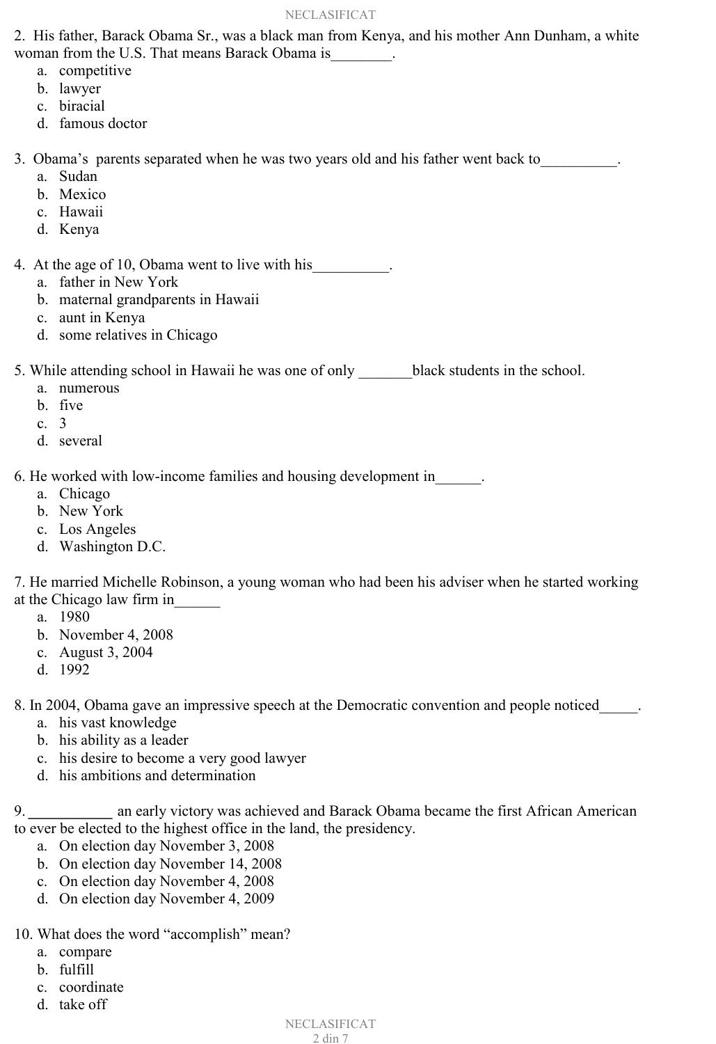2. His father, Barack Obama Sr., was a black man from Kenya, and his mother Ann Dunham, a white woman from the U.S. That means Barack Obama is________.

a. competitive
b. lawyer
c. biracial
d. famous doctor

3. Obama's parents separated when he was two years old and his father went back to__________.

a. Sudan
b. Mexico
c. Hawaii
d. Kenya

4. At the age of 10, Obama went to live with his__________.

a. father in New York
b. maternal grandparents in Hawaii
c. aunt in Kenya
d. some relatives in Chicago

5. While attending school in Hawaii he was one of only _______black students in the school.

a. numerous
b. five
c. 3
d. several

6. He worked with low-income families and housing development in______.

a. Chicago
b. New York
c. Los Angeles
d. Washington D.C.

7. He married Michelle Robinson, a young woman who had been his adviser when he started working at the Chicago law firm in______

a. 1980
b. November 4, 2008
c. August 3, 2004
d. 1992

8. In 2004, Obama gave an impressive speech at the Democratic convention and people noticed_____.

a. his vast knowledge
b. his ability as a leader
c. his desire to become a very good lawyer
d. his ambitions and determination

9. ___________ an early victory was achieved and Barack Obama became the first African American to ever be elected to the highest office in the land, the presidency.

a. On election day November 3, 2008
b. On election day November 14, 2008
c. On election day November 4, 2008
d. On election day November 4, 2009

10. What does the word "accomplish" mean?

a. compare
b. fulfill
c. coordinate
d. take off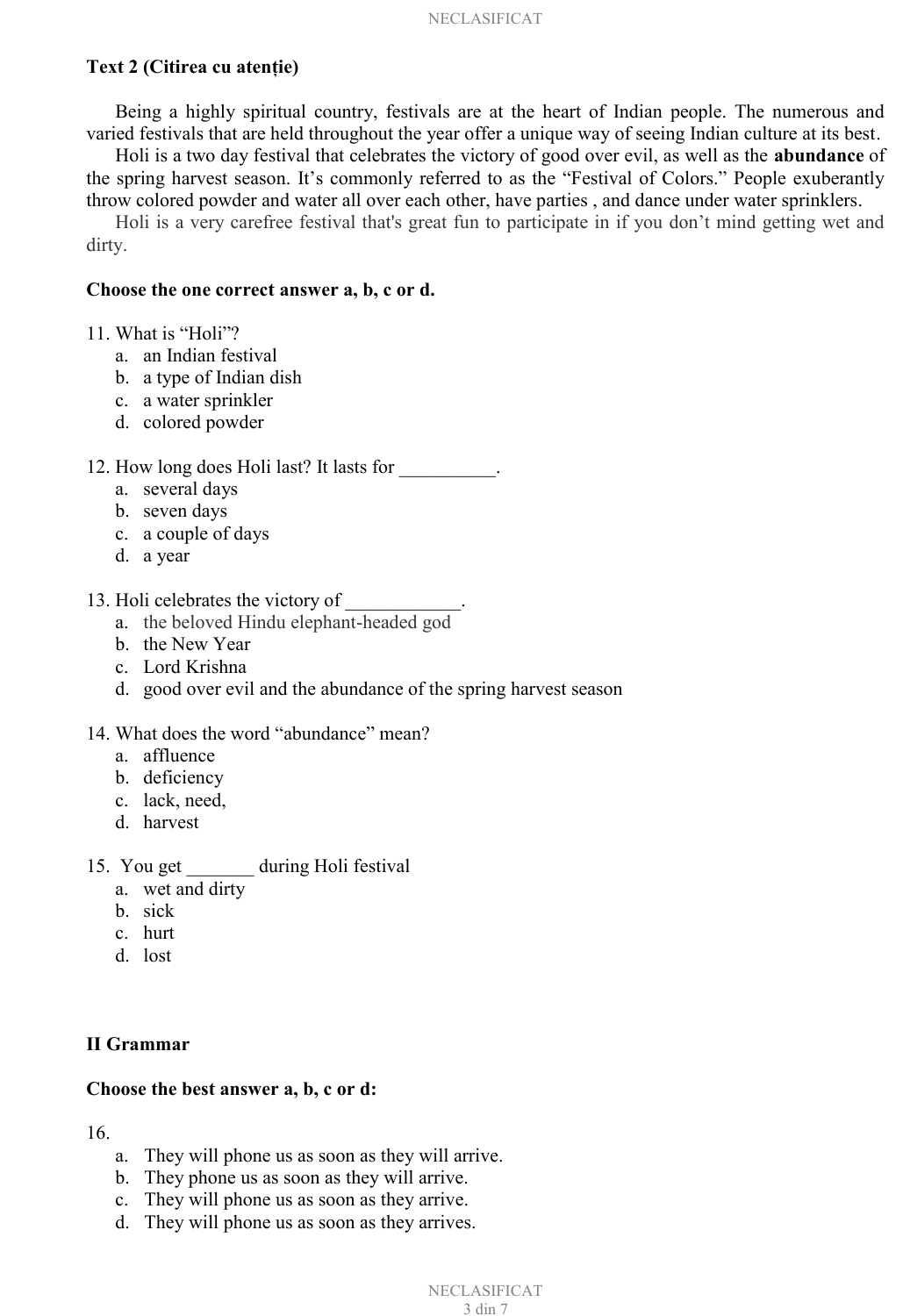**Text 2 (Citirea cu atenție)**

Being a highly spiritual country, festivals are at the heart of Indian people. The numerous and varied festivals that are held throughout the year offer a unique way of seeing Indian culture at its best.

Holi is a two day festival that celebrates the victory of good over evil, as well as the **abundance** of the spring harvest season. It's commonly referred to as the "Festival of Colors." People exuberantly throw colored powder and water all over each other, have parties , and dance under water sprinklers.

Holi is a very carefree festival that's great fun to participate in if you don't mind getting wet and dirty.

**Choose the one correct answer a, b, c or d.**

11. What is "Holi"?
    a. an Indian festival
    b. a type of Indian dish
    c. a water sprinkler
    d. colored powder

12. How long does Holi last? It lasts for __________.
    a. several days
    b. seven days
    c. a couple of days
    d. a year

13. Holi celebrates the victory of ____________.
    a. the beloved Hindu elephant-headed god
    b. the New Year
    c. Lord Krishna
    d. good over evil and the abundance of the spring harvest season

14. What does the word "abundance" mean?
    a. affluence
    b. deficiency
    c. lack, need,
    d. harvest

15. You get _______ during Holi festival
    a. wet and dirty
    b. sick
    c. hurt
    d. lost

**II Grammar**

**Choose the best answer a, b, c or d:**

16.
    a. They will phone us as soon as they will arrive.
    b. They phone us as soon as they will arrive.
    c. They will phone us as soon as they arrive.
    d. They will phone us as soon as they arrives.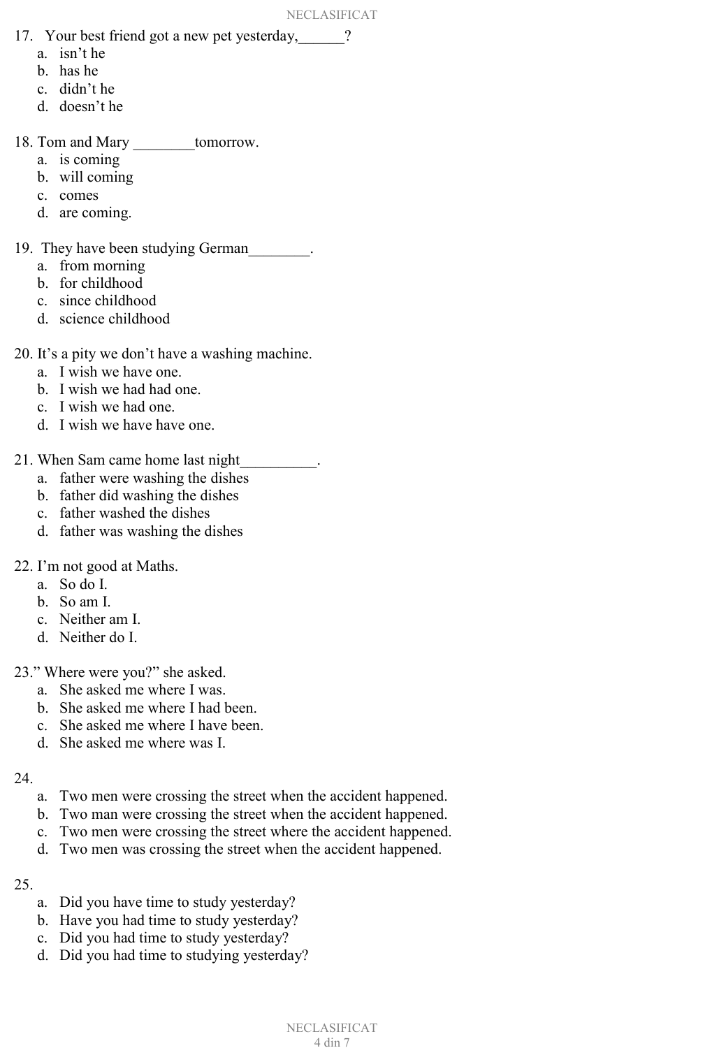17. Your best friend got a new pet yesterday,______?
    a. isn't he
    b. has he
    c. didn't he
    d. doesn't he

18. Tom and Mary ________tomorrow.
    a. is coming
    b. will coming
    c. comes
    d. are coming.

19. They have been studying German________.
    a. from morning
    b. for childhood
    c. since childhood
    d. science childhood

20. It's a pity we don't have a washing machine.
    a. I wish we have one.
    b. I wish we had had one.
    c. I wish we had one.
    d. I wish we have have one.

21. When Sam came home last night__________.
    a. father were washing the dishes
    b. father did washing the dishes
    c. father washed the dishes
    d. father was washing the dishes

22. I'm not good at Maths.
    a. So do I.
    b. So am I.
    c. Neither am I.
    d. Neither do I.

23." Where were you?" she asked.
    a. She asked me where I was.
    b. She asked me where I had been.
    c. She asked me where I have been.
    d. She asked me where was I.

24.
    a. Two men were crossing the street when the accident happened.
    b. Two man were crossing the street when the accident happened.
    c. Two men were crossing the street where the accident happened.
    d. Two men was crossing the street when the accident happened.

25.
    a. Did you have time to study yesterday?
    b. Have you had time to study yesterday?
    c. Did you had time to study yesterday?
    d. Did you had time to studying yesterday?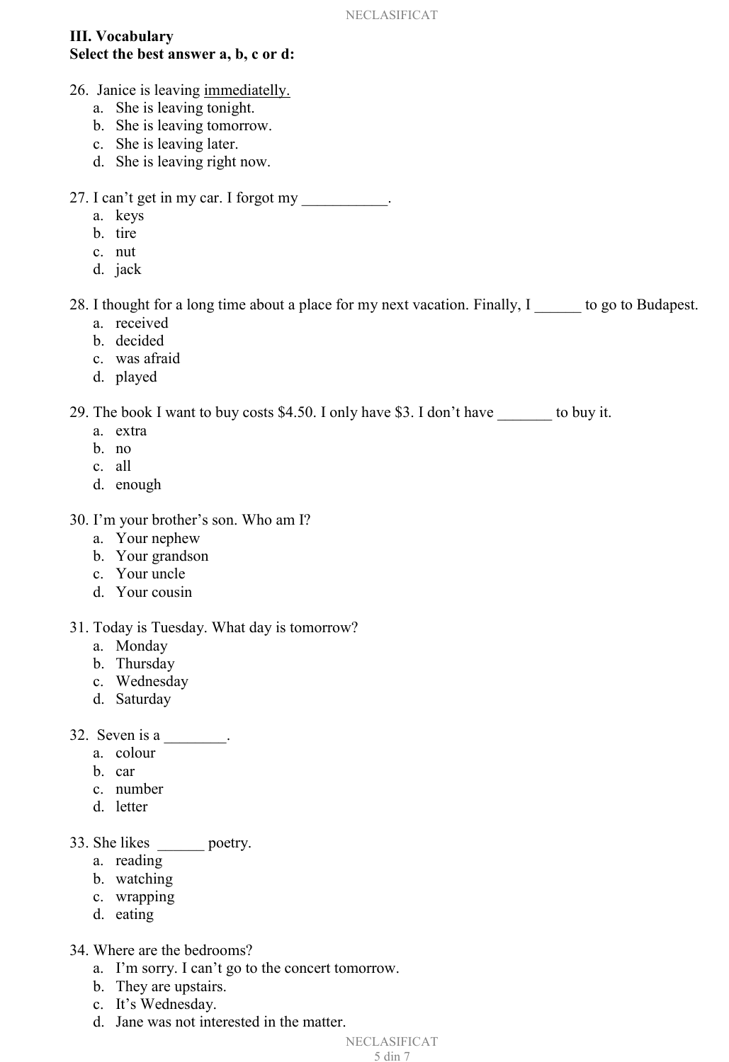### III. Vocabulary

**Select the best answer a, b, c or d:**

26. Janice is leaving <u>immediatelly.</u>
    a. She is leaving tonight.
    b. She is leaving tomorrow.
    c. She is leaving later.
    d. She is leaving right now.

27. I can't get in my car. I forgot my ___________.
    a. keys
    b. tire
    c. nut
    d. jack

28. I thought for a long time about a place for my next vacation. Finally, I ______ to go to Budapest.
    a. received
    b. decided
    c. was afraid
    d. played

29. The book I want to buy costs $4.50. I only have $3. I don't have _______ to buy it.
    a. extra
    b. no
    c. all
    d. enough

30. I'm your brother's son. Who am I?
    a. Your nephew
    b. Your grandson
    c. Your uncle
    d. Your cousin

31. Today is Tuesday. What day is tomorrow?
    a. Monday
    b. Thursday
    c. Wednesday
    d. Saturday

32. Seven is a ________.
    a. colour
    b. car
    c. number
    d. letter

33. She likes ______ poetry.
    a. reading
    b. watching
    c. wrapping
    d. eating

34. Where are the bedrooms?
    a. I'm sorry. I can't go to the concert tomorrow.
    b. They are upstairs.
    c. It's Wednesday.
    d. Jane was not interested in the matter.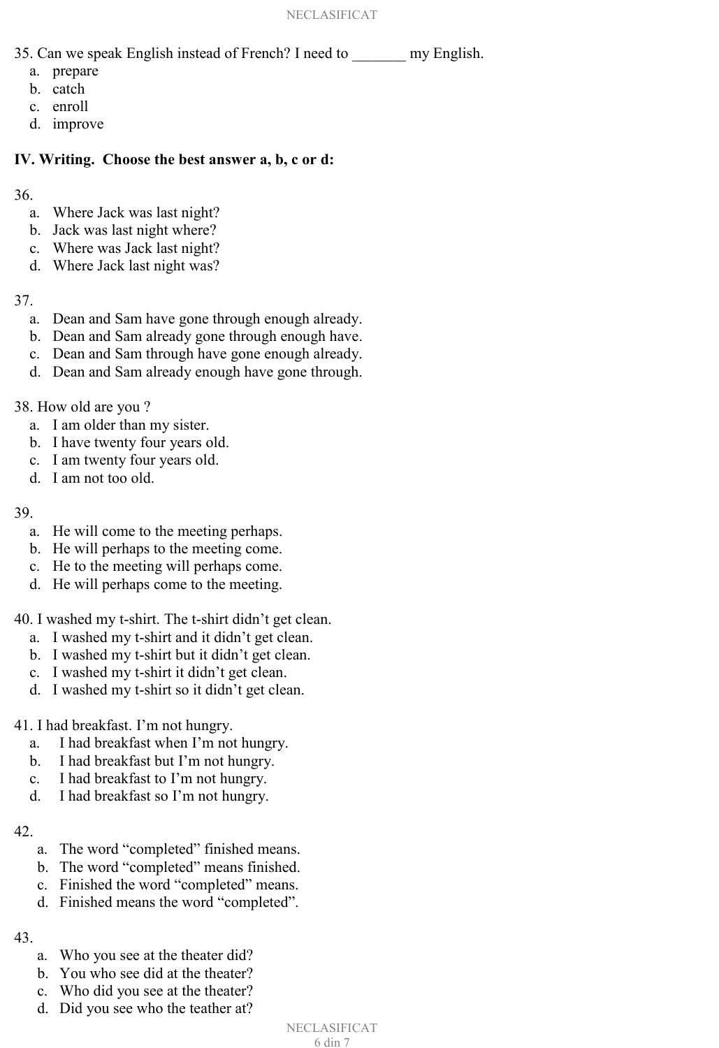35. Can we speak English instead of French? I need to _______ my English.

a. prepare
b. catch
c. enroll
d. improve

**IV. Writing. Choose the best answer a, b, c or d:**

36.

a. Where Jack was last night?
b. Jack was last night where?
c. Where was Jack last night?
d. Where Jack last night was?

37.

a. Dean and Sam have gone through enough already.
b. Dean and Sam already gone through enough have.
c. Dean and Sam through have gone enough already.
d. Dean and Sam already enough have gone through.

38. How old are you ?

a. I am older than my sister.
b. I have twenty four years old.
c. I am twenty four years old.
d. I am not too old.

39.

a. He will come to the meeting perhaps.
b. He will perhaps to the meeting come.
c. He to the meeting will perhaps come.
d. He will perhaps come to the meeting.

40. I washed my t-shirt. The t-shirt didn't get clean.

a. I washed my t-shirt and it didn't get clean.
b. I washed my t-shirt but it didn't get clean.
c. I washed my t-shirt it didn't get clean.
d. I washed my t-shirt so it didn't get clean.

41. I had breakfast. I'm not hungry.

a. I had breakfast when I'm not hungry.
b. I had breakfast but I'm not hungry.
c. I had breakfast to I'm not hungry.
d. I had breakfast so I'm not hungry.

42.

a. The word "completed" finished means.
b. The word "completed" means finished.
c. Finished the word "completed" means.
d. Finished means the word "completed".

43.

a. Who you see at the theater did?
b. You who see did at the theater?
c. Who did you see at the theater?
d. Did you see who the teather at?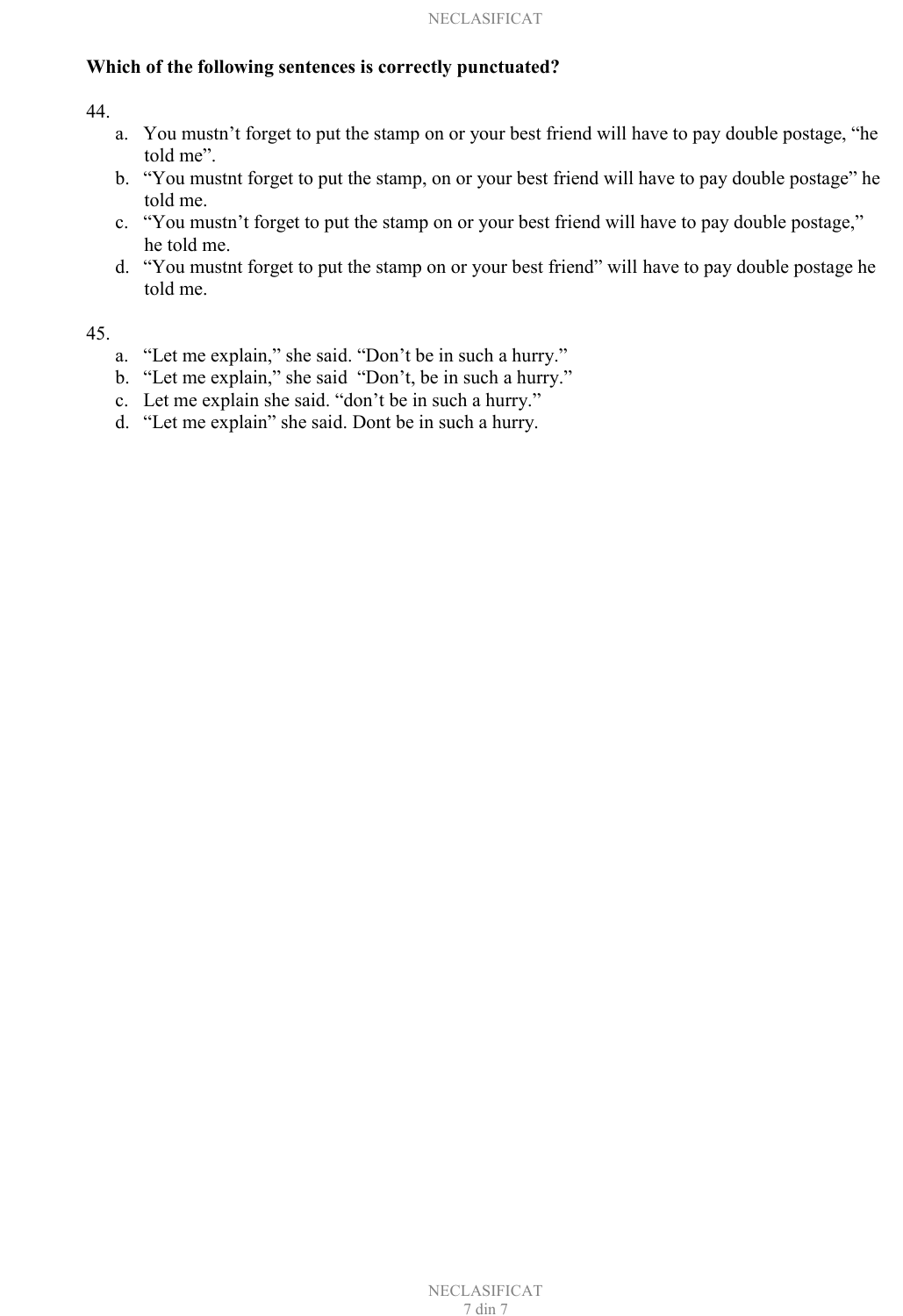**Which of the following sentences is correctly punctuated?**

44.

a. You mustn’t forget to put the stamp on or your best friend will have to pay double postage, “he told me”.
b. “You mustnt forget to put the stamp, on or your best friend will have to pay double postage” he told me.
c. “You mustn’t forget to put the stamp on or your best friend will have to pay double postage,” he told me.
d. “You mustnt forget to put the stamp on or your best friend” will have to pay double postage he told me.

45.

a. “Let me explain,” she said. “Don’t be in such a hurry.”
b. “Let me explain,” she said  “Don’t, be in such a hurry.”
c. Let me explain she said. “don’t be in such a hurry.”
d. “Let me explain” she said. Dont be in such a hurry.